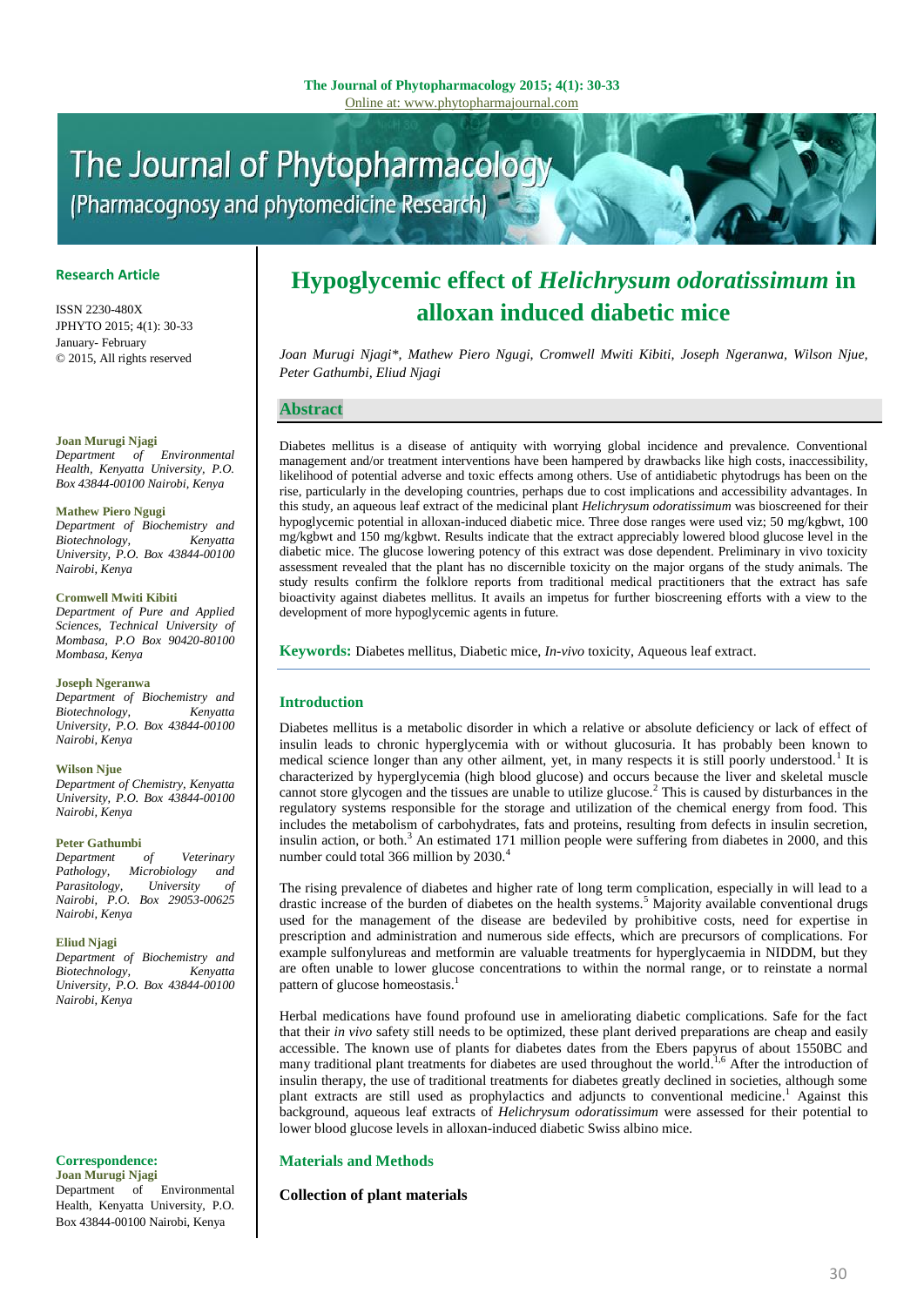**Research Article**

ISSN 2230-480X
JPHYTO 2015; 4(1): 30-33
January- February
© 2015, All rights reserved

**Joan Murugi Njagi**
*Department of Environmental Health, Kenyatta University, P.O. Box 43844-00100 Nairobi, Kenya*

**Mathew Piero Ngugi**
*Department of Biochemistry and Biotechnology, Kenyatta University, P.O. Box 43844-00100 Nairobi, Kenya*

**Cromwell Mwiti Kibiti**
*Department of Pure and Applied Sciences, Technical University of Mombasa, P.O Box 90420-80100 Mombasa, Kenya*

**Joseph Ngeranwa**
*Department of Biochemistry and Biotechnology, Kenyatta University, P.O. Box 43844-00100 Nairobi, Kenya*

**Wilson Njue**
*Department of Chemistry, Kenyatta University, P.O. Box 43844-00100 Nairobi, Kenya*

**Peter Gathumbi**
*Department of Veterinary Pathology, Microbiology and Parasitology, University of Nairobi, P.O. Box 29053-00625 Nairobi, Kenya*

**Eliud Njagi**
*Department of Biochemistry and Biotechnology, Kenyatta University, P.O. Box 43844-00100 Nairobi, Kenya*

**Correspondence:**
**Joan Murugi Njagi**
Department of Environmental Health, Kenyatta University, P.O. Box 43844-00100 Nairobi, Kenya

# Hypoglycemic effect of *Helichrysum odoratissimum* in alloxan induced diabetic mice

*Joan Murugi Njagi\*, Mathew Piero Ngugi, Cromwell Mwiti Kibiti, Joseph Ngeranwa, Wilson Njue, Peter Gathumbi, Eliud Njagi*

## Abstract

Diabetes mellitus is a disease of antiquity with worrying global incidence and prevalence. Conventional management and/or treatment interventions have been hampered by drawbacks like high costs, inaccessibility, likelihood of potential adverse and toxic effects among others. Use of antidiabetic phytodrugs has been on the rise, particularly in the developing countries, perhaps due to cost implications and accessibility advantages. In this study, an aqueous leaf extract of the medicinal plant *Helichrysum odoratissimum* was bioscreened for their hypoglycemic potential in alloxan-induced diabetic mice. Three dose ranges were used viz; 50 mg/kgbwt, 100 mg/kgbwt and 150 mg/kgbwt. Results indicate that the extract appreciably lowered blood glucose level in the diabetic mice. The glucose lowering potency of this extract was dose dependent. Preliminary in vivo toxicity assessment revealed that the plant has no discernible toxicity on the major organs of the study animals. The study results confirm the folklore reports from traditional medical practitioners that the extract has safe bioactivity against diabetes mellitus. It avails an impetus for further bioscreening efforts with a view to the development of more hypoglycemic agents in future.

**Keywords:** Diabetes mellitus, Diabetic mice, *In-vivo* toxicity, Aqueous leaf extract.

## Introduction

Diabetes mellitus is a metabolic disorder in which a relative or absolute deficiency or lack of effect of insulin leads to chronic hyperglycemia with or without glucosuria. It has probably been known to medical science longer than any other ailment, yet, in many respects it is still poorly understood.[1] It is characterized by hyperglycemia (high blood glucose) and occurs because the liver and skeletal muscle cannot store glycogen and the tissues are unable to utilize glucose.[2] This is caused by disturbances in the regulatory systems responsible for the storage and utilization of the chemical energy from food. This includes the metabolism of carbohydrates, fats and proteins, resulting from defects in insulin secretion, insulin action, or both.[3] An estimated 171 million people were suffering from diabetes in 2000, and this number could total 366 million by 2030.[4]

The rising prevalence of diabetes and higher rate of long term complication, especially in will lead to a drastic increase of the burden of diabetes on the health systems.[5] Majority available conventional drugs used for the management of the disease are bedeviled by prohibitive costs, need for expertise in prescription and administration and numerous side effects, which are precursors of complications. For example sulfonylureas and metformin are valuable treatments for hyperglycaemia in NIDDM, but they are often unable to lower glucose concentrations to within the normal range, or to reinstate a normal pattern of glucose homeostasis.[1]

Herbal medications have found profound use in ameliorating diabetic complications. Safe for the fact that their *in vivo* safety still needs to be optimized, these plant derived preparations are cheap and easily accessible. The known use of plants for diabetes dates from the Ebers papyrus of about 1550BC and many traditional plant treatments for diabetes are used throughout the world.[1,6] After the introduction of insulin therapy, the use of traditional treatments for diabetes greatly declined in societies, although some plant extracts are still used as prophylactics and adjuncts to conventional medicine.[1] Against this background, aqueous leaf extracts of *Helichrysum odoratissimum* were assessed for their potential to lower blood glucose levels in alloxan-induced diabetic Swiss albino mice.

## Materials and Methods

### Collection of plant materials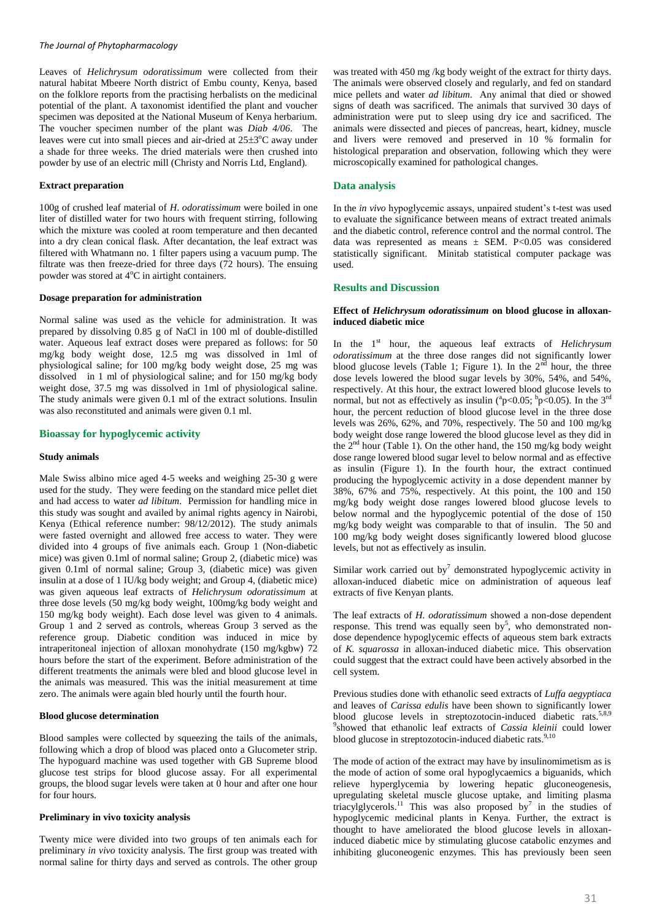Leaves of *Helichrysum odoratissimum* were collected from their natural habitat Mbeere North district of Embu county, Kenya, based on the folklore reports from the practising herbalists on the medicinal potential of the plant. A taxonomist identified the plant and voucher specimen was deposited at the National Museum of Kenya herbarium. The voucher specimen number of the plant was *Diab 4/06*. The leaves were cut into small pieces and air-dried at 25±3°C away under a shade for three weeks. The dried materials were then crushed into powder by use of an electric mill (Christy and Norris Ltd, England).

### Extract preparation

100g of crushed leaf material of *H. odoratissimum* were boiled in one liter of distilled water for two hours with frequent stirring, following which the mixture was cooled at room temperature and then decanted into a dry clean conical flask. After decantation, the leaf extract was filtered with Whatmann no. 1 filter papers using a vacuum pump. The filtrate was then freeze-dried for three days (72 hours). The ensuing powder was stored at 4°C in airtight containers.

### Dosage preparation for administration

Normal saline was used as the vehicle for administration. It was prepared by dissolving 0.85 g of NaCl in 100 ml of double-distilled water. Aqueous leaf extract doses were prepared as follows: for 50 mg/kg body weight dose, 12.5 mg was dissolved in 1ml of physiological saline; for 100 mg/kg body weight dose, 25 mg was dissolved in 1 ml of physiological saline; and for 150 mg/kg body weight dose, 37.5 mg was dissolved in 1ml of physiological saline. The study animals were given 0.1 ml of the extract solutions. Insulin was also reconstituted and animals were given 0.1 ml.

## Bioassay for hypoglycemic activity

### Study animals

Male Swiss albino mice aged 4-5 weeks and weighing 25-30 g were used for the study. They were feeding on the standard mice pellet diet and had access to water *ad libitum*. Permission for handling mice in this study was sought and availed by animal rights agency in Nairobi, Kenya (Ethical reference number: 98/12/2012). The study animals were fasted overnight and allowed free access to water. They were divided into 4 groups of five animals each. Group 1 (Non-diabetic mice) was given 0.1ml of normal saline; Group 2, (diabetic mice) was given 0.1ml of normal saline; Group 3, (diabetic mice) was given insulin at a dose of 1 IU/kg body weight; and Group 4, (diabetic mice) was given aqueous leaf extracts of *Helichrysum odoratissimum* at three dose levels (50 mg/kg body weight, 100mg/kg body weight and 150 mg/kg body weight). Each dose level was given to 4 animals. Group 1 and 2 served as controls, whereas Group 3 served as the reference group. Diabetic condition was induced in mice by intraperitoneal injection of alloxan monohydrate (150 mg/kgbw) 72 hours before the start of the experiment. Before administration of the different treatments the animals were bled and blood glucose level in the animals was measured. This was the initial measurement at time zero. The animals were again bled hourly until the fourth hour.

### Blood glucose determination

Blood samples were collected by squeezing the tails of the animals, following which a drop of blood was placed onto a Glucometer strip. The hypoguard machine was used together with GB Supreme blood glucose test strips for blood glucose assay. For all experimental groups, the blood sugar levels were taken at 0 hour and after one hour for four hours.

### Preliminary in vivo toxicity analysis

Twenty mice were divided into two groups of ten animals each for preliminary *in vivo* toxicity analysis. The first group was treated with normal saline for thirty days and served as controls. The other group was treated with 450 mg /kg body weight of the extract for thirty days. The animals were observed closely and regularly, and fed on standard mice pellets and water *ad libitum*. Any animal that died or showed signs of death was sacrificed. The animals that survived 30 days of administration were put to sleep using dry ice and sacrificed. The animals were dissected and pieces of pancreas, heart, kidney, muscle and livers were removed and preserved in 10 % formalin for histological preparation and observation, following which they were microscopically examined for pathological changes.

## Data analysis

In the *in vivo* hypoglycemic assays, unpaired student's t-test was used to evaluate the significance between means of extract treated animals and the diabetic control, reference control and the normal control. The data was represented as means ± SEM. P<0.05 was considered statistically significant. Minitab statistical computer package was used.

## Results and Discussion

### Effect of *Helichrysum odoratissimum* on blood glucose in alloxan-induced diabetic mice

In the 1st hour, the aqueous leaf extracts of *Helichrysum odoratissimum* at the three dose ranges did not significantly lower blood glucose levels (Table 1; Figure 1). In the 2nd hour, the three dose levels lowered the blood sugar levels by 30%, 54%, and 54%, respectively. At this hour, the extract lowered blood glucose levels to normal, but not as effectively as insulin ($^{a}p<0.05$; $^{b}p<0.05$). In the 3rd hour, the percent reduction of blood glucose level in the three dose levels was 26%, 62%, and 70%, respectively. The 50 and 100 mg/kg body weight dose range lowered the blood glucose level as they did in the 2nd hour (Table 1). On the other hand, the 150 mg/kg body weight dose range lowered blood sugar level to below normal and as effective as insulin (Figure 1). In the fourth hour, the extract continued producing the hypoglycemic activity in a dose dependent manner by 38%, 67% and 75%, respectively. At this point, the 100 and 150 mg/kg body weight dose ranges lowered blood glucose levels to below normal and the hypoglycemic potential of the dose of 150 mg/kg body weight was comparable to that of insulin. The 50 and 100 mg/kg body weight doses significantly lowered blood glucose levels, but not as effectively as insulin.

Similar work carried out by[7] demonstrated hypoglycemic activity in alloxan-induced diabetic mice on administration of aqueous leaf extracts of five Kenyan plants.

The leaf extracts of *H. odoratissimum* showed a non-dose dependent response. This trend was equally seen by[5], who demonstrated non-dose dependence hypoglycemic effects of aqueous stem bark extracts of *K. squarossa* in alloxan-induced diabetic mice. This observation could suggest that the extract could have been actively absorbed in the cell system.

Previous studies done with ethanolic seed extracts of *Luffa aegyptiaca* and leaves of *Carissa edulis* have been shown to significantly lower blood glucose levels in streptozotocin-induced diabetic rats.[5,8,9] [9]showed that ethanolic leaf extracts of *Cassia kleinii* could lower blood glucose in streptozotocin-induced diabetic rats.[9,10]

The mode of action of the extract may have by insulinomimetism as is the mode of action of some oral hypoglycaemics a biguanids, which relieve hyperglycemia by lowering hepatic gluconeogenesis, upregulating skeletal muscle glucose uptake, and limiting plasma triacylglycerols.[11] This was also proposed by[7] in the studies of hypoglycemic medicinal plants in Kenya. Further, the extract is thought to have ameliorated the blood glucose levels in alloxan-induced diabetic mice by stimulating glucose catabolic enzymes and inhibiting gluconeogenic enzymes. This has previously been seen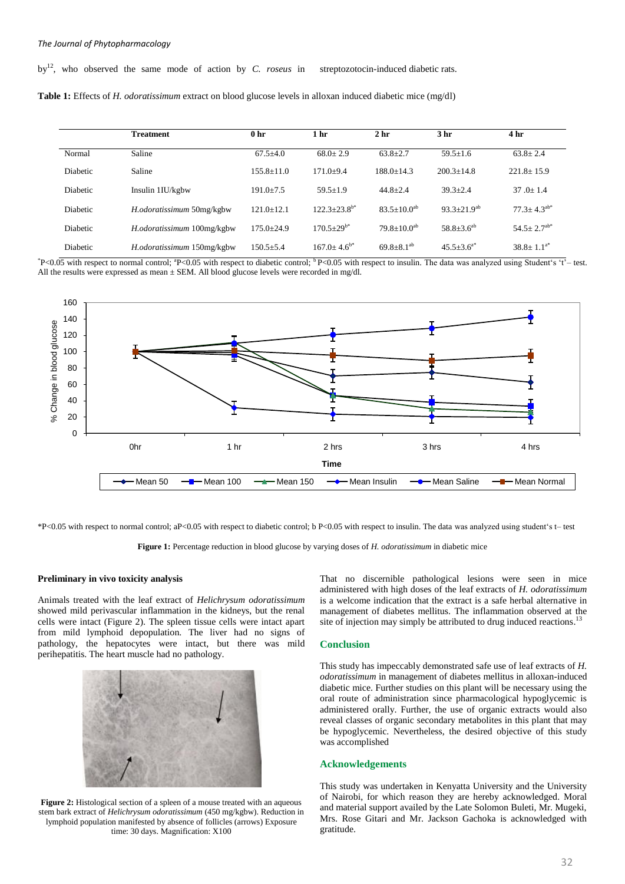by[12], who observed the same mode of action by *C. roseus* in streptozotocin-induced diabetic rats.

**Table 1:** Effects of *H. odoratissimum* extract on blood glucose levels in alloxan induced diabetic mice (mg/dl)

| | Treatment | 0 hr | 1 hr | 2 hr | 3 hr | 4 hr |
|---|---|---|---|---|---|---|
| Normal | Saline | 67.5±4.0 | 68.0± 2.9 | 63.8±2.7 | 59.5±1.6 | 63.8± 2.4 |
| Diabetic | Saline | 155.8±11.0 | 171.0±9.4 | 188.0±14.3 | 200.3±14.8 | 221.8± 15.9 |
| Diabetic | Insulin 1IU/kgbw | 191.0±7.5 | 59.5±1.9 | 44.8±2.4 | 39.3±2.4 | 37 .0± 1.4 |
| Diabetic | *H.odoratissimum* 50mg/kgbw | 121.0±12.1 | 122.3±23.8[b*] | 83.5±10.0[ab] | 93.3±21.9[ab] | 77.3± 4.3[ab*] |
| Diabetic | *H.odoratissimum* 100mg/kgbw | 175.0±24.9 | 170.5±29[b*] | 79.8±10.0[ab] | 58.8±3.6[ab] | 54.5± 2.7[ab*] |
| Diabetic | *H.odoratissimum* 150mg/kgbw | 150.5±5.4 | 167.0± 4.6[b*] | 69.8±8.1[ab] | 45.5±3.6[a*] | 38.8± 1.1[a*] |

[*]P<0.05 with respect to normal control; [a]P<0.05 with respect to diabetic control; [b] P<0.05 with respect to insulin. The data was analyzed using Student's 't'– test. All the results were expressed as mean ± SEM. All blood glucose levels were recorded in mg/dl.

*P<0.05 with respect to normal control; aP<0.05 with respect to diabetic control; b P<0.05 with respect to insulin. The data was analyzed using student's t– test

**Figure 1:** Percentage reduction in blood glucose by varying doses of *H. odoratissimum* in diabetic mice

### Preliminary in vivo toxicity analysis

Animals treated with the leaf extract of *Helichrysum odoratissimum* showed mild perivascular inflammation in the kidneys, but the renal cells were intact (Figure 2). The spleen tissue cells were intact apart from mild lymphoid depopulation. The liver had no signs of pathology, the hepatocytes were intact, but there was mild perihepatitis. The heart muscle had no pathology.

**Figure 2:** Histological section of a spleen of a mouse treated with an aqueous stem bark extract of *Helichrysum odoratissimum* (450 mg/kgbw). Reduction in lymphoid population manifested by absence of follicles (arrows) Exposure time: 30 days. Magnification: X100

That no discernible pathological lesions were seen in mice administered with high doses of the leaf extracts of *H. odoratissimum* is a welcome indication that the extract is a safe herbal alternative in management of diabetes mellitus. The inflammation observed at the site of injection may simply be attributed to drug induced reactions.[13]

## Conclusion

This study has impeccably demonstrated safe use of leaf extracts of *H. odoratissimum* in management of diabetes mellitus in alloxan-induced diabetic mice. Further studies on this plant will be necessary using the oral route of administration since pharmacological hypoglycemic is administered orally. Further, the use of organic extracts would also reveal classes of organic secondary metabolites in this plant that may be hypoglycemic. Nevertheless, the desired objective of this study was accomplished

## Acknowledgements

This study was undertaken in Kenyatta University and the University of Nairobi, for which reason they are hereby acknowledged. Moral and material support availed by the Late Solomon Buleti, Mr. Mugeki, Mrs. Rose Gitari and Mr. Jackson Gachoka is acknowledged with gratitude.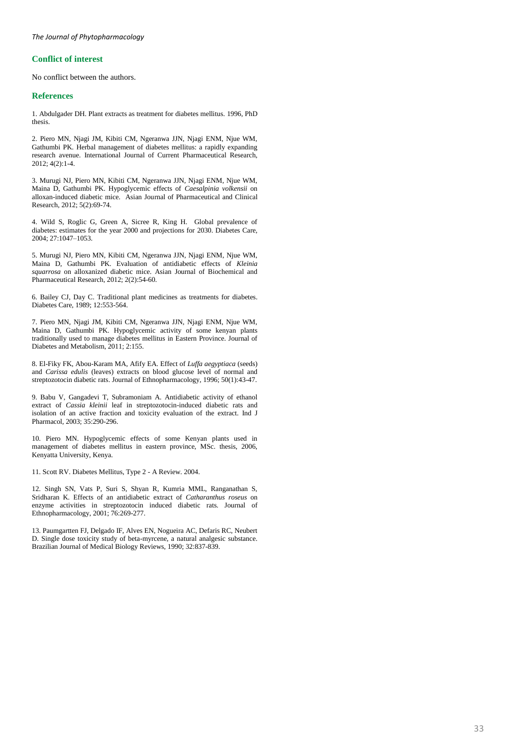## Conflict of interest

No conflict between the authors.

## References

1. Abdulgader DH. Plant extracts as treatment for diabetes mellitus. 1996, PhD thesis.

2. Piero MN, Njagi JM, Kibiti CM, Ngeranwa JJN, Njagi ENM, Njue WM, Gathumbi PK. Herbal management of diabetes mellitus: a rapidly expanding research avenue. International Journal of Current Pharmaceutical Research, 2012; 4(2):1-4.

3. Murugi NJ, Piero MN, Kibiti CM, Ngeranwa JJN, Njagi ENM, Njue WM, Maina D, Gathumbi PK. Hypoglycemic effects of *Caesalpinia volkensii* on alloxan-induced diabetic mice. Asian Journal of Pharmaceutical and Clinical Research, 2012; 5(2):69-74.

4. Wild S, Roglic G, Green A, Sicree R, King H. Global prevalence of diabetes: estimates for the year 2000 and projections for 2030. Diabetes Care, 2004; 27:1047–1053.

5. Murugi NJ, Piero MN, Kibiti CM, Ngeranwa JJN, Njagi ENM, Njue WM, Maina D, Gathumbi PK. Evaluation of antidiabetic effects of *Kleinia squarrosa* on alloxanized diabetic mice. Asian Journal of Biochemical and Pharmaceutical Research, 2012; 2(2):54-60.

6. Bailey CJ, Day C. Traditional plant medicines as treatments for diabetes. Diabetes Care, 1989; 12:553-564.

7. Piero MN, Njagi JM, Kibiti CM, Ngeranwa JJN, Njagi ENM, Njue WM, Maina D, Gathumbi PK. Hypoglycemic activity of some kenyan plants traditionally used to manage diabetes mellitus in Eastern Province. Journal of Diabetes and Metabolism, 2011; 2:155.

8. El-Fiky FK, Abou-Karam MA, Afify EA. Effect of *Luffa aegyptiaca* (seeds) and *Carissa edulis* (leaves) extracts on blood glucose level of normal and streptozotocin diabetic rats. Journal of Ethnopharmacology, 1996; 50(1):43-47.

9. Babu V, Gangadevi T, Subramoniam A. Antidiabetic activity of ethanol extract of *Cassia kleinii* leaf in streptozotocin-induced diabetic rats and isolation of an active fraction and toxicity evaluation of the extract. Ind J Pharmacol, 2003; 35:290-296.

10. Piero MN. Hypoglycemic effects of some Kenyan plants used in management of diabetes mellitus in eastern province, MSc. thesis, 2006, Kenyatta University, Kenya.

11. Scott RV. Diabetes Mellitus, Type 2 - A Review. 2004.

12. Singh SN, Vats P, Suri S, Shyan R, Kumria MML, Ranganathan S, Sridharan K. Effects of an antidiabetic extract of *Catharanthus roseus* on enzyme activities in streptozotocin induced diabetic rats. Journal of Ethnopharmacology, 2001; 76:269-277.

13. Paumgartten FJ, Delgado IF, Alves EN, Nogueira AC, Defaris RC, Neubert D. Single dose toxicity study of beta-myrcene, a natural analgesic substance. Brazilian Journal of Medical Biology Reviews, 1990; 32:837-839.